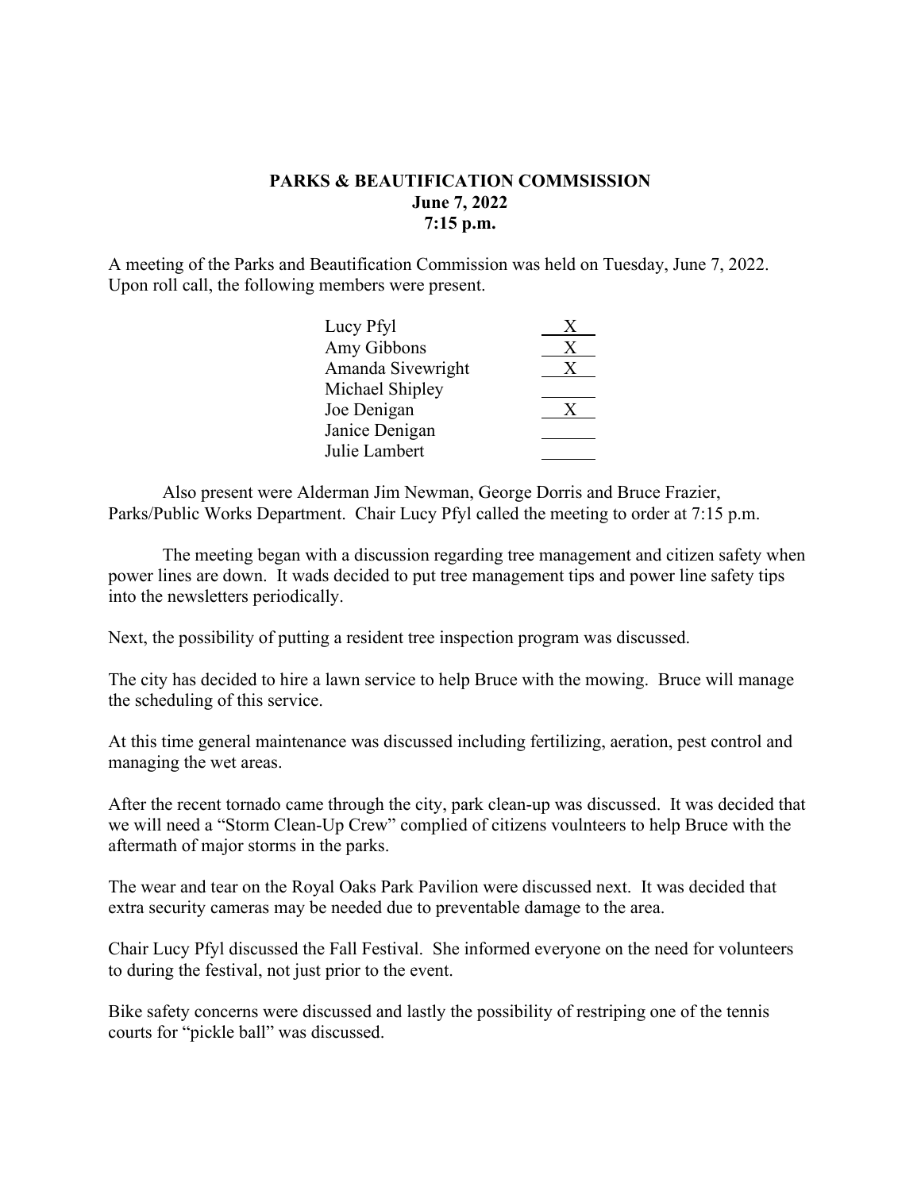**PARKS & BEAUTIFICATION COMMSISSION**
**June 7, 2022**
**7:15 p.m.**

A meeting of the Parks and Beautification Commission was held on Tuesday, June 7, 2022. Upon roll call, the following members were present.

| | |
|---|---|
| Lucy Pfyl | X |
| Amy Gibbons | X |
| Amanda Sivewright | X |
| Michael Shipley | |
| Joe Denigan | X |
| Janice Denigan | |
| Julie Lambert | |

Also present were Alderman Jim Newman, George Dorris and Bruce Frazier, Parks/Public Works Department. Chair Lucy Pfyl called the meeting to order at 7:15 p.m.

The meeting began with a discussion regarding tree management and citizen safety when power lines are down. It wads decided to put tree management tips and power line safety tips into the newsletters periodically.

Next, the possibility of putting a resident tree inspection program was discussed.

The city has decided to hire a lawn service to help Bruce with the mowing. Bruce will manage the scheduling of this service.

At this time general maintenance was discussed including fertilizing, aeration, pest control and managing the wet areas.

After the recent tornado came through the city, park clean-up was discussed. It was decided that we will need a "Storm Clean-Up Crew" complied of citizens voulnteers to help Bruce with the aftermath of major storms in the parks.

The wear and tear on the Royal Oaks Park Pavilion were discussed next. It was decided that extra security cameras may be needed due to preventable damage to the area.

Chair Lucy Pfyl discussed the Fall Festival. She informed everyone on the need for volunteers to during the festival, not just prior to the event.

Bike safety concerns were discussed and lastly the possibility of restriping one of the tennis courts for "pickle ball" was discussed.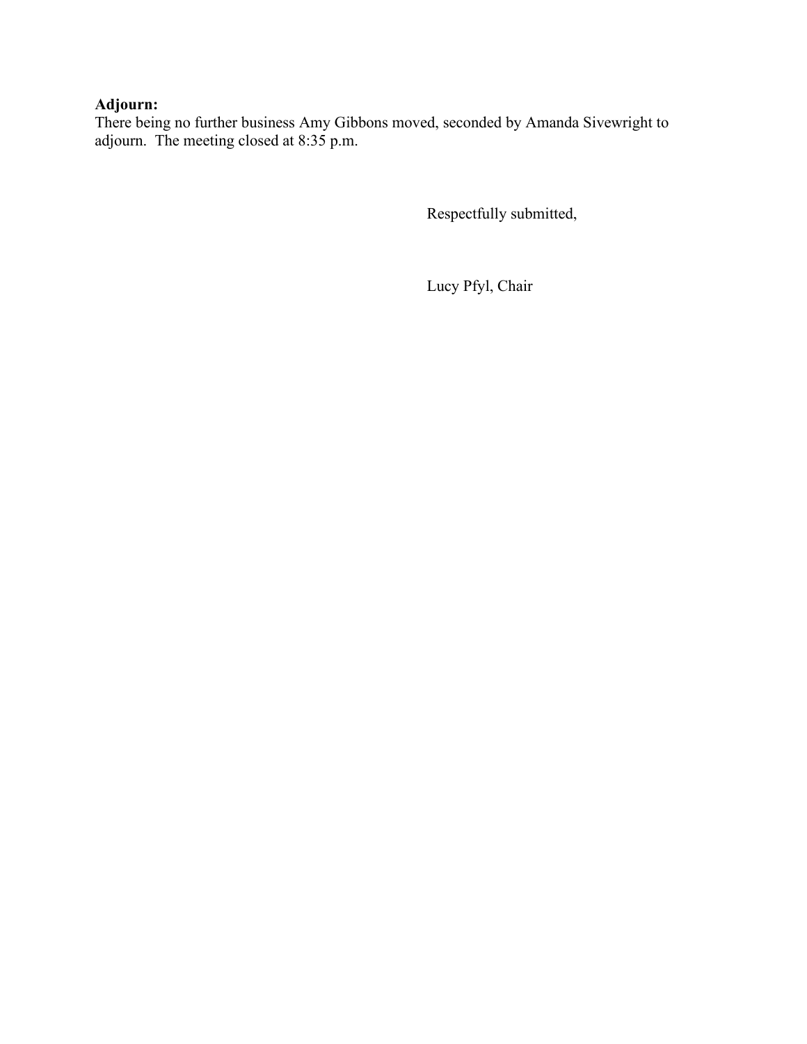**Adjourn:**
There being no further business Amy Gibbons moved, seconded by Amanda Sivewright to adjourn. The meeting closed at 8:35 p.m.

Respectfully submitted,

Lucy Pfyl, Chair